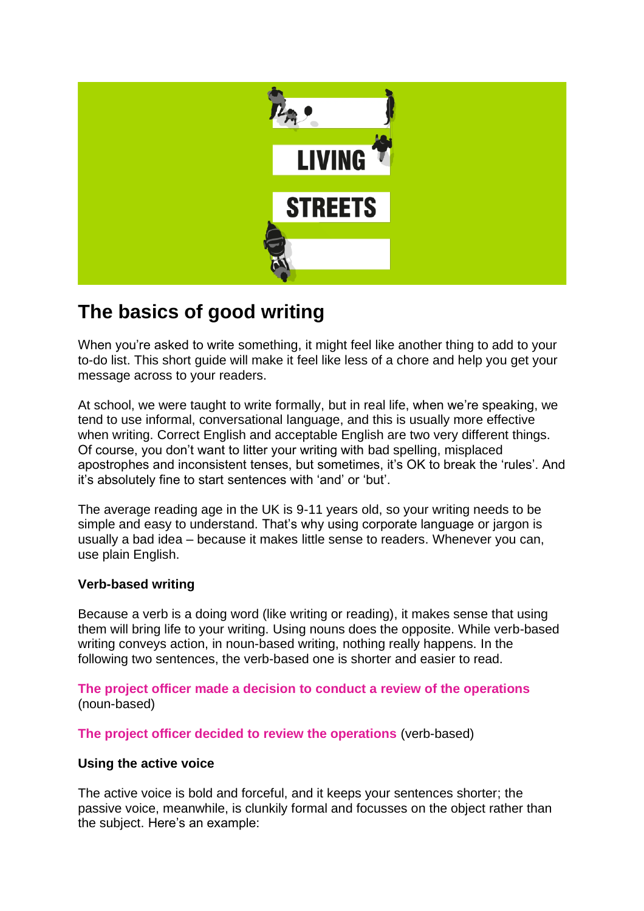# The basics of good writing

When you're asked to write something, it might feel like another thing to add to your to-do list. This short guide will make it feel like less of a chore and help you get your message across to your readers.

At school, we were taught to write formally, but in real life, when we're speaking, we tend to use informal, conversational language, and this is usually more effective when writing. Correct English and acceptable English are two very different things. Of course, you don't want to litter your writing with bad spelling, misplaced apostrophes and inconsistent tenses, but sometimes, it's OK to break the 'rules'. And it's absolutely fine to start sentences with 'and' or 'but'.

The average reading age in the UK is 9-11 years old, so your writing needs to be simple and easy to understand. That's why using corporate language or jargon is usually a bad idea – because it makes little sense to readers. Whenever you can, use plain English.

**Verb-based writing**

Because a verb is a doing word (like writing or reading), it makes sense that using them will bring life to your writing. Using nouns does the opposite. While verb-based writing conveys action, in noun-based writing, nothing really happens. In the following two sentences, the verb-based one is shorter and easier to read.

**The project officer made a decision to conduct a review of the operations** (noun-based)

**The project officer decided to review the operations** (verb-based)

**Using the active voice**

The active voice is bold and forceful, and it keeps your sentences shorter; the passive voice, meanwhile, is clunkily formal and focusses on the object rather than the subject. Here's an example: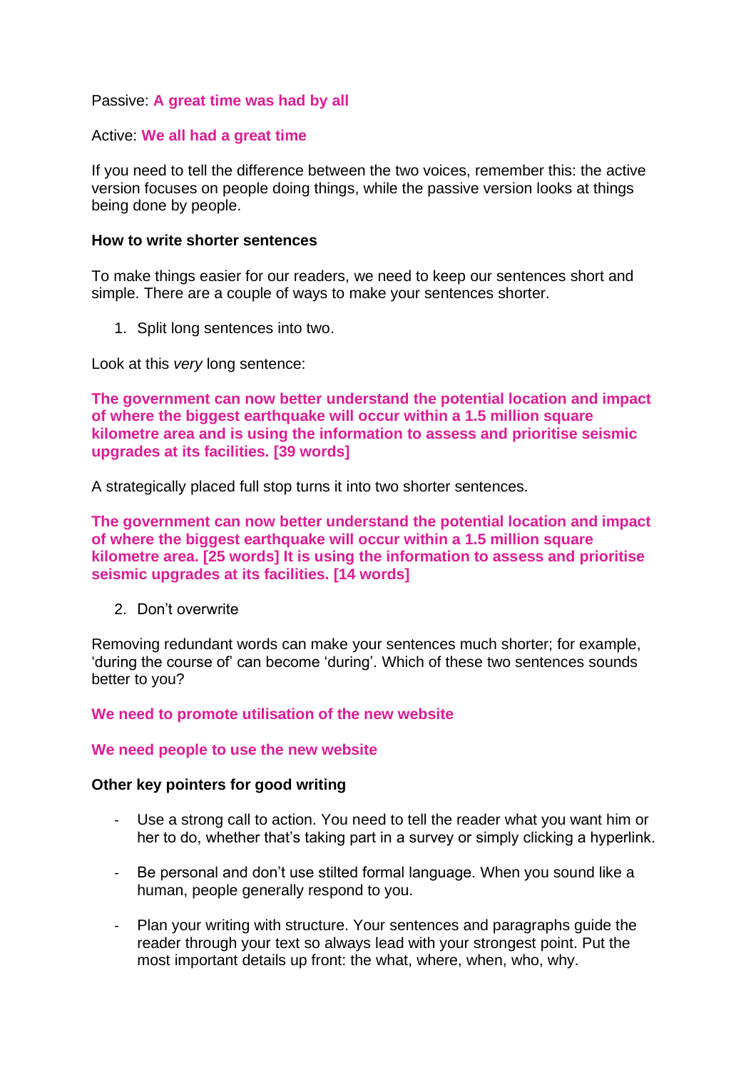Passive: **A great time was had by all**

Active: **We all had a great time**

If you need to tell the difference between the two voices, remember this: the active version focuses on people doing things, while the passive version looks at things being done by people.

**How to write shorter sentences**

To make things easier for our readers, we need to keep our sentences short and simple. There are a couple of ways to make your sentences shorter.

1. Split long sentences into two.

Look at this *very* long sentence:

**The government can now better understand the potential location and impact of where the biggest earthquake will occur within a 1.5 million square kilometre area and is using the information to assess and prioritise seismic upgrades at its facilities. [39 words]**

A strategically placed full stop turns it into two shorter sentences.

**The government can now better understand the potential location and impact of where the biggest earthquake will occur within a 1.5 million square kilometre area. [25 words] It is using the information to assess and prioritise seismic upgrades at its facilities. [14 words]**

2. Don't overwrite

Removing redundant words can make your sentences much shorter; for example, 'during the course of' can become 'during'. Which of these two sentences sounds better to you?

**We need to promote utilisation of the new website**

**We need people to use the new website**

**Other key pointers for good writing**

- Use a strong call to action. You need to tell the reader what you want him or her to do, whether that's taking part in a survey or simply clicking a hyperlink.

- Be personal and don't use stilted formal language. When you sound like a human, people generally respond to you.

- Plan your writing with structure. Your sentences and paragraphs guide the reader through your text so always lead with your strongest point. Put the most important details up front: the what, where, when, who, why.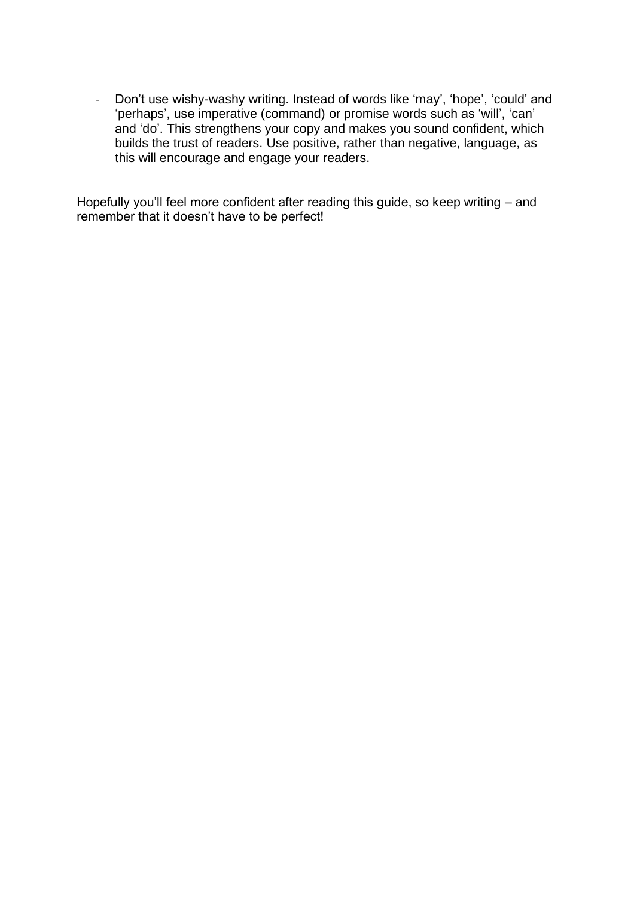- Don't use wishy-washy writing. Instead of words like 'may', 'hope', 'could' and 'perhaps', use imperative (command) or promise words such as 'will', 'can' and 'do'. This strengthens your copy and makes you sound confident, which builds the trust of readers. Use positive, rather than negative, language, as this will encourage and engage your readers.

Hopefully you'll feel more confident after reading this guide, so keep writing – and remember that it doesn't have to be perfect!